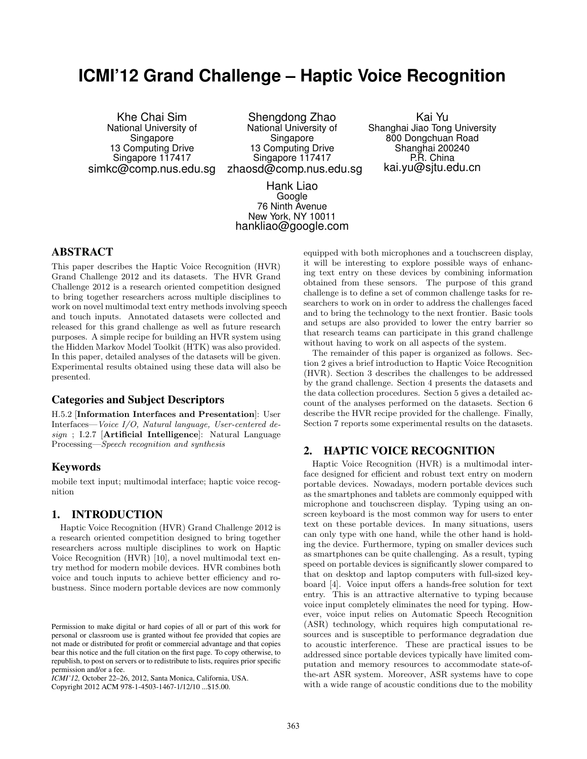# ICMI'12 Grand Challenge – Haptic Voice Recognition

Khe Chai Sim
National University of Singapore
13 Computing Drive
Singapore 117417
simkc@comp.nus.edu.sg

Shengdong Zhao
National University of Singapore
13 Computing Drive
Singapore 117417
zhaosd@comp.nus.edu.sg

Kai Yu
Shanghai Jiao Tong University
800 Dongchuan Road
Shanghai 200240
P.R. China
kai.yu@sjtu.edu.cn

Hank Liao
Google
76 Ninth Avenue
New York, NY 10011
hankliao@google.com

## ABSTRACT

This paper describes the Haptic Voice Recognition (HVR) Grand Challenge 2012 and its datasets. The HVR Grand Challenge 2012 is a research oriented competition designed to bring together researchers across multiple disciplines to work on novel multimodal text entry methods involving speech and touch inputs. Annotated datasets were collected and released for this grand challenge as well as future research purposes. A simple recipe for building an HVR system using the Hidden Markov Model Toolkit (HTK) was also provided. In this paper, detailed analyses of the datasets will be given. Experimental results obtained using these data will also be presented.

## Categories and Subject Descriptors

H.5.2 [**Information Interfaces and Presentation**]: User Interfaces—*Voice I/O, Natural language, User-centered design* ; I.2.7 [**Artificial Intelligence**]: Natural Language Processing—*Speech recognition and synthesis*

## Keywords

mobile text input; multimodal interface; haptic voice recognition

## 1. INTRODUCTION

Haptic Voice Recognition (HVR) Grand Challenge 2012 is a research oriented competition designed to bring together researchers across multiple disciplines to work on Haptic Voice Recognition (HVR) [10], a novel multimodal text entry method for modern mobile devices. HVR combines both voice and touch inputs to achieve better efficiency and robustness. Since modern portable devices are now commonly equipped with both microphones and a touchscreen display, it will be interesting to explore possible ways of enhancing text entry on these devices by combining information obtained from these sensors. The purpose of this grand challenge is to define a set of common challenge tasks for researchers to work on in order to address the challenges faced and to bring the technology to the next frontier. Basic tools and setups are also provided to lower the entry barrier so that research teams can participate in this grand challenge without having to work on all aspects of the system.

The remainder of this paper is organized as follows. Section 2 gives a brief introduction to Haptic Voice Recognition (HVR). Section 3 describes the challenges to be addressed by the grand challenge. Section 4 presents the datasets and the data collection procedures. Section 5 gives a detailed account of the analyses performed on the datasets. Section 6 describe the HVR recipe provided for the challenge. Finally, Section 7 reports some experimental results on the datasets.

## 2. HAPTIC VOICE RECOGNITION

Haptic Voice Recognition (HVR) is a multimodal interface designed for efficient and robust text entry on modern portable devices. Nowadays, modern portable devices such as the smartphones and tablets are commonly equipped with microphone and touchscreen display. Typing using an on-screen keyboard is the most common way for users to enter text on these portable devices. In many situations, users can only type with one hand, while the other hand is holding the device. Furthermore, typing on smaller devices such as smartphones can be quite challenging. As a result, typing speed on portable devices is significantly slower compared to that on desktop and laptop computers with full-sized keyboard [4]. Voice input offers a hands-free solution for text entry. This is an attractive alternative to typing because voice input completely eliminates the need for typing. However, voice input relies on Automatic Speech Recognition (ASR) technology, which requires high computational resources and is susceptible to performance degradation due to acoustic interference. These are practical issues to be addressed since portable devices typically have limited computation and memory resources to accommodate state-of-the-art ASR system. Moreover, ASR systems have to cope with a wide range of acoustic conditions due to the mobility

Permission to make digital or hard copies of all or part of this work for personal or classroom use is granted without fee provided that copies are not made or distributed for profit or commercial advantage and that copies bear this notice and the full citation on the first page. To copy otherwise, to republish, to post on servers or to redistribute to lists, requires prior specific permission and/or a fee.
*ICMI'12,* October 22–26, 2012, Santa Monica, California, USA.
Copyright 2012 ACM 978-1-4503-1467-1/12/10 ...$15.00.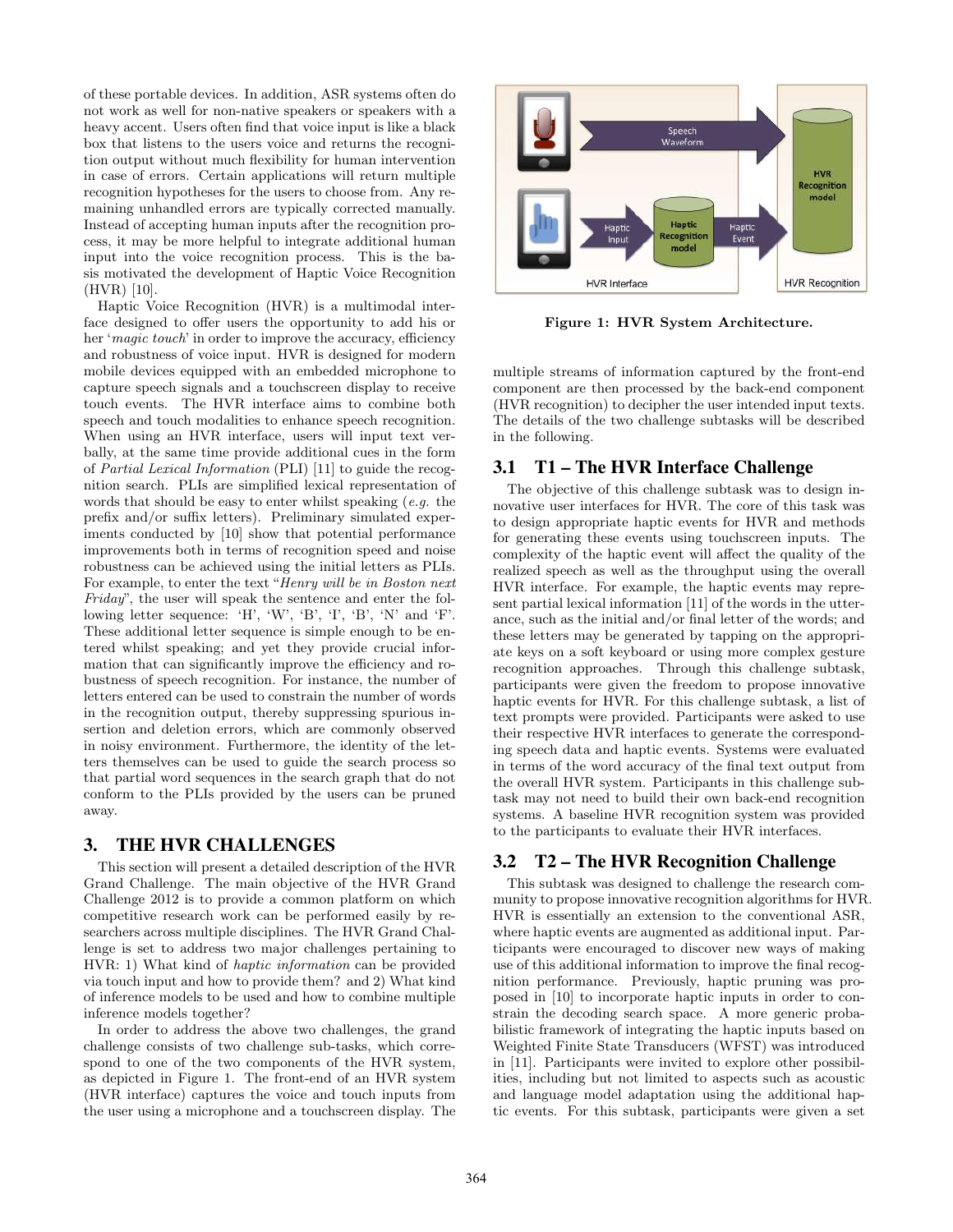of these portable devices. In addition, ASR systems often do not work as well for non-native speakers or speakers with a heavy accent. Users often find that voice input is like a black box that listens to the users voice and returns the recognition output without much flexibility for human intervention in case of errors. Certain applications will return multiple recognition hypotheses for the users to choose from. Any remaining unhandled errors are typically corrected manually. Instead of accepting human inputs after the recognition process, it may be more helpful to integrate additional human input into the voice recognition process. This is the basis motivated the development of Haptic Voice Recognition (HVR) [10].

Haptic Voice Recognition (HVR) is a multimodal interface designed to offer users the opportunity to add his or her '*magic touch*' in order to improve the accuracy, efficiency and robustness of voice input. HVR is designed for modern mobile devices equipped with an embedded microphone to capture speech signals and a touchscreen display to receive touch events. The HVR interface aims to combine both speech and touch modalities to enhance speech recognition. When using an HVR interface, users will input text verbally, at the same time provide additional cues in the form of *Partial Lexical Information* (PLI) [11] to guide the recognition search. PLIs are simplified lexical representation of words that should be easy to enter whilst speaking (*e.g.* the prefix and/or suffix letters). Preliminary simulated experiments conducted by [10] show that potential performance improvements both in terms of recognition speed and noise robustness can be achieved using the initial letters as PLIs. For example, to enter the text "*Henry will be in Boston next Friday*", the user will speak the sentence and enter the following letter sequence: 'H', 'W', 'B', 'I', 'B', 'N' and 'F'. These additional letter sequence is simple enough to be entered whilst speaking; and yet they provide crucial information that can significantly improve the efficiency and robustness of speech recognition. For instance, the number of letters entered can be used to constrain the number of words in the recognition output, thereby suppressing spurious insertion and deletion errors, which are commonly observed in noisy environment. Furthermore, the identity of the letters themselves can be used to guide the search process so that partial word sequences in the search graph that do not conform to the PLIs provided by the users can be pruned away.

## 3. THE HVR CHALLENGES

This section will present a detailed description of the HVR Grand Challenge. The main objective of the HVR Grand Challenge 2012 is to provide a common platform on which competitive research work can be performed easily by researchers across multiple disciplines. The HVR Grand Challenge is set to address two major challenges pertaining to HVR: 1) What kind of *haptic information* can be provided via touch input and how to provide them? and 2) What kind of inference models to be used and how to combine multiple inference models together?

In order to address the above two challenges, the grand challenge consists of two challenge sub-tasks, which correspond to one of the two components of the HVR system, as depicted in Figure 1. The front-end of an HVR system (HVR interface) captures the voice and touch inputs from the user using a microphone and a touchscreen display. The multiple streams of information captured by the front-end component are then processed by the back-end component (HVR recognition) to decipher the user intended input texts. The details of the two challenge subtasks will be described in the following.

Speech Waveform
HVR Recognition model
Haptic Input
Haptic Recognition model
Haptic Event
HVR Interface
HVR Recognition

**Figure 1: HVR System Architecture.**

### 3.1 T1 – The HVR Interface Challenge

The objective of this challenge subtask was to design innovative user interfaces for HVR. The core of this task was to design appropriate haptic events for HVR and methods for generating these events using touchscreen inputs. The complexity of the haptic event will affect the quality of the realized speech as well as the throughput using the overall HVR interface. For example, the haptic events may represent partial lexical information [11] of the words in the utterance, such as the initial and/or final letter of the words; and these letters may be generated by tapping on the appropriate keys on a soft keyboard or using more complex gesture recognition approaches. Through this challenge subtask, participants were given the freedom to propose innovative haptic events for HVR. For this challenge subtask, a list of text prompts were provided. Participants were asked to use their respective HVR interfaces to generate the corresponding speech data and haptic events. Systems were evaluated in terms of the word accuracy of the final text output from the overall HVR system. Participants in this challenge subtask may not need to build their own back-end recognition systems. A baseline HVR recognition system was provided to the participants to evaluate their HVR interfaces.

### 3.2 T2 – The HVR Recognition Challenge

This subtask was designed to challenge the research community to propose innovative recognition algorithms for HVR. HVR is essentially an extension to the conventional ASR, where haptic events are augmented as additional input. Participants were encouraged to discover new ways of making use of this additional information to improve the final recognition performance. Previously, haptic pruning was proposed in [10] to incorporate haptic inputs in order to constrain the decoding search space. A more generic probabilistic framework of integrating the haptic inputs based on Weighted Finite State Transducers (WFST) was introduced in [11]. Participants were invited to explore other possibilities, including but not limited to aspects such as acoustic and language model adaptation using the additional haptic events. For this subtask, participants were given a set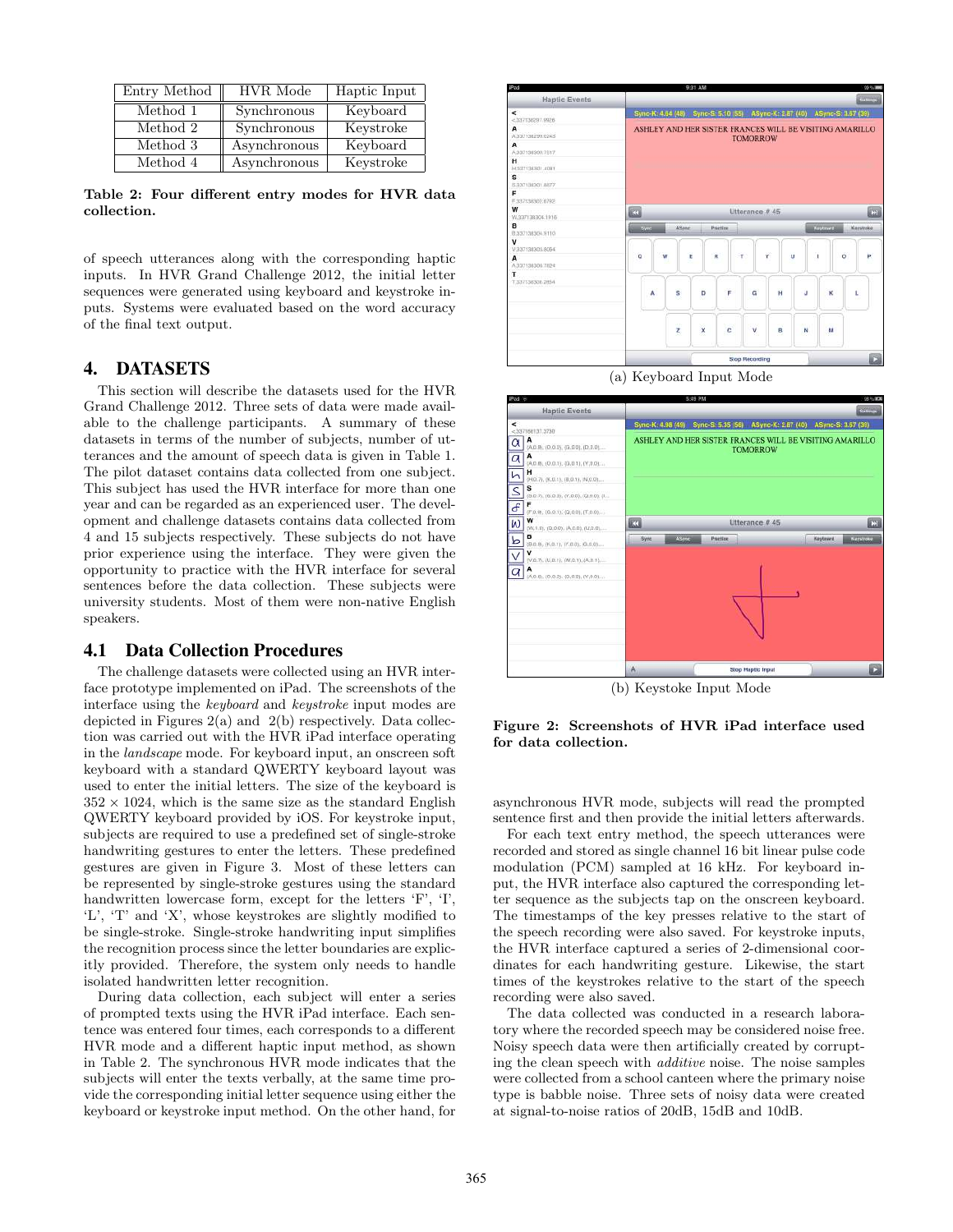| Entry Method | HVR Mode | Haptic Input |
|---|---|---|
| Method 1 | Synchronous | Keyboard |
| Method 2 | Synchronous | Keystroke |
| Method 3 | Asynchronous | Keyboard |
| Method 4 | Asynchronous | Keystroke |

**Table 2: Four different entry modes for HVR data collection.**

of speech utterances along with the corresponding haptic inputs. In HVR Grand Challenge 2012, the initial letter sequences were generated using keyboard and keystroke inputs. Systems were evaluated based on the word accuracy of the final text output.

# 4. DATASETS

This section will describe the datasets used for the HVR Grand Challenge 2012. Three sets of data were made available to the challenge participants. A summary of these datasets in terms of the number of subjects, number of utterances and the amount of speech data is given in Table 1. The pilot dataset contains data collected from one subject. This subject has used the HVR interface for more than one year and can be regarded as an experienced user. The development and challenge datasets contains data collected from 4 and 15 subjects respectively. These subjects do not have prior experience using the interface. They were given the opportunity to practice with the HVR interface for several sentences before the data collection. These subjects were university students. Most of them were non-native English speakers.

## 4.1 Data Collection Procedures

The challenge datasets were collected using an HVR interface prototype implemented on iPad. The screenshots of the interface using the *keyboard* and *keystroke* input modes are depicted in Figures 2(a) and 2(b) respectively. Data collection was carried out with the HVR iPad interface operating in the *landscape* mode. For keyboard input, an onscreen soft keyboard with a standard QWERTY keyboard layout was used to enter the initial letters. The size of the keyboard is $352 \times 1024$, which is the same size as the standard English QWERTY keyboard provided by iOS. For keystroke input, subjects are required to use a predefined set of single-stroke handwriting gestures to enter the letters. These predefined gestures are given in Figure 3. Most of these letters can be represented by single-stroke gestures using the standard handwritten lowercase form, except for the letters 'F', 'I', 'L', 'T' and 'X', whose keystrokes are slightly modified to be single-stroke. Single-stroke handwriting input simplifies the recognition process since the letter boundaries are explicitly provided. Therefore, the system only needs to handle isolated handwritten letter recognition.

During data collection, each subject will enter a series of prompted texts using the HVR iPad interface. Each sentence was entered four times, each corresponds to a different HVR mode and a different haptic input method, as shown in Table 2. The synchronous HVR mode indicates that the subjects will enter the texts verbally, at the same time provide the corresponding initial letter sequence using either the keyboard or keystroke input method. On the other hand, for asynchronous HVR mode, subjects will read the prompted sentence first and then provide the initial letters afterwards.

(a) Keyboard Input Mode

(b) Keystoke Input Mode

**Figure 2: Screenshots of HVR iPad interface used for data collection.**

For each text entry method, the speech utterances were recorded and stored as single channel 16 bit linear pulse code modulation (PCM) sampled at 16 kHz. For keyboard input, the HVR interface also captured the corresponding letter sequence as the subjects tap on the onscreen keyboard. The timestamps of the key presses relative to the start of the speech recording were also saved. For keystroke inputs, the HVR interface captured a series of 2-dimensional coordinates for each handwriting gesture. Likewise, the start times of the keystrokes relative to the start of the speech recording were also saved.

The data collected was conducted in a research laboratory where the recorded speech may be considered noise free. Noisy speech data were then artificially created by corrupting the clean speech with *additive* noise. The noise samples were collected from a school canteen where the primary noise type is babble noise. Three sets of noisy data were created at signal-to-noise ratios of 20dB, 15dB and 10dB.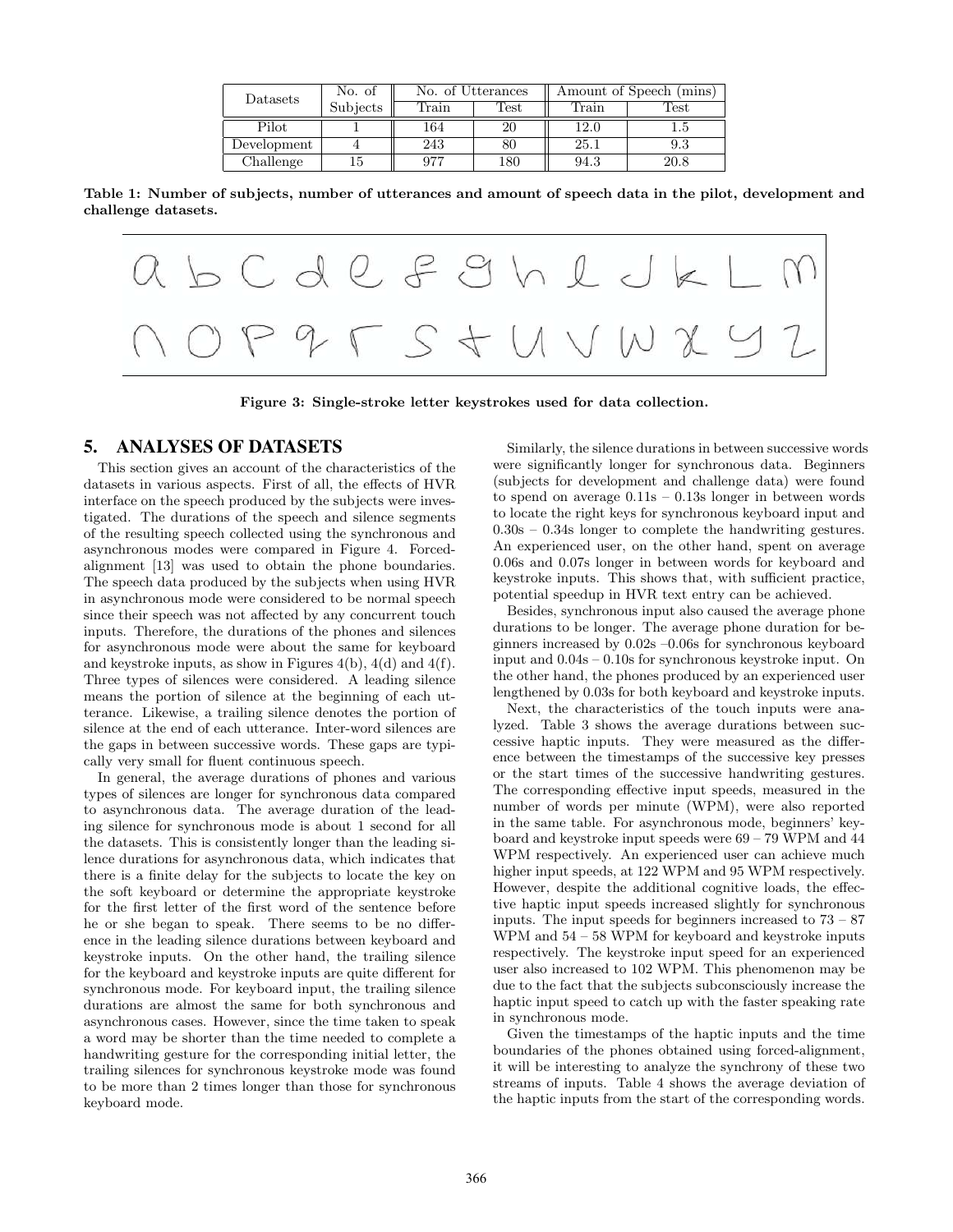| Datasets | No. of Subjects | No. of Utterances | | Amount of Speech (mins) | |
|---|---|---|---|---|---|
| | | Train | Test | Train | Test |
| Pilot | 1 | 164 | 20 | 12.0 | 1.5 |
| Development | 4 | 243 | 80 | 25.1 | 9.3 |
| Challenge | 15 | 977 | 180 | 94.3 | 20.8 |

**Table 1: Number of subjects, number of utterances and amount of speech data in the pilot, development and challenge datasets.**

**Figure 3: Single-stroke letter keystrokes used for data collection.**

## 5. ANALYSES OF DATASETS

This section gives an account of the characteristics of the datasets in various aspects. First of all, the effects of HVR interface on the speech produced by the subjects were investigated. The durations of the speech and silence segments of the resulting speech collected using the synchronous and asynchronous modes were compared in Figure 4. Forced-alignment [13] was used to obtain the phone boundaries. The speech data produced by the subjects when using HVR in asynchronous mode were considered to be normal speech since their speech was not affected by any concurrent touch inputs. Therefore, the durations of the phones and silences for asynchronous mode were about the same for keyboard and keystroke inputs, as show in Figures 4(b), 4(d) and 4(f). Three types of silences were considered. A leading silence means the portion of silence at the beginning of each utterance. Likewise, a trailing silence denotes the portion of silence at the end of each utterance. Inter-word silences are the gaps in between successive words. These gaps are typically very small for fluent continuous speech.

In general, the average durations of phones and various types of silences are longer for synchronous data compared to asynchronous data. The average duration of the leading silence for synchronous mode is about 1 second for all the datasets. This is consistently longer than the leading silence durations for asynchronous data, which indicates that there is a finite delay for the subjects to locate the key on the soft keyboard or determine the appropriate keystroke for the first letter of the first word of the sentence before he or she began to speak. There seems to be no difference in the leading silence durations between keyboard and keystroke inputs. On the other hand, the trailing silence for the keyboard and keystroke inputs are quite different for synchronous mode. For keyboard input, the trailing silence durations are almost the same for both synchronous and asynchronous cases. However, since the time taken to speak a word may be shorter than the time needed to complete a handwriting gesture for the corresponding initial letter, the trailing silences for synchronous keystroke mode was found to be more than 2 times longer than those for synchronous keyboard mode.

Similarly, the silence durations in between successive words were significantly longer for synchronous data. Beginners (subjects for development and challenge data) were found to spend on average 0.11s – 0.13s longer in between words to locate the right keys for synchronous keyboard input and 0.30s – 0.34s longer to complete the handwriting gestures. An experienced user, on the other hand, spent on average 0.06s and 0.07s longer in between words for keyboard and keystroke inputs. This shows that, with sufficient practice, potential speedup in HVR text entry can be achieved.

Besides, synchronous input also caused the average phone durations to be longer. The average phone duration for beginners increased by 0.02s –0.06s for synchronous keyboard input and 0.04s – 0.10s for synchronous keystroke input. On the other hand, the phones produced by an experienced user lengthened by 0.03s for both keyboard and keystroke inputs.

Next, the characteristics of the touch inputs were analyzed. Table 3 shows the average durations between successive haptic inputs. They were measured as the difference between the timestamps of the successive key presses or the start times of the successive handwriting gestures. The corresponding effective input speeds, measured in the number of words per minute (WPM), were also reported in the same table. For asynchronous mode, beginners' keyboard and keystroke input speeds were 69 – 79 WPM and 44 WPM respectively. An experienced user can achieve much higher input speeds, at 122 WPM and 95 WPM respectively. However, despite the additional cognitive loads, the effective haptic input speeds increased slightly for synchronous inputs. The input speeds for beginners increased to 73 – 87 WPM and 54 – 58 WPM for keyboard and keystroke inputs respectively. The keystroke input speed for an experienced user also increased to 102 WPM. This phenomenon may be due to the fact that the subjects subconsciously increase the haptic input speed to catch up with the faster speaking rate in synchronous mode.

Given the timestamps of the haptic inputs and the time boundaries of the phones obtained using forced-alignment, it will be interesting to analyze the synchrony of these two streams of inputs. Table 4 shows the average deviation of the haptic inputs from the start of the corresponding words.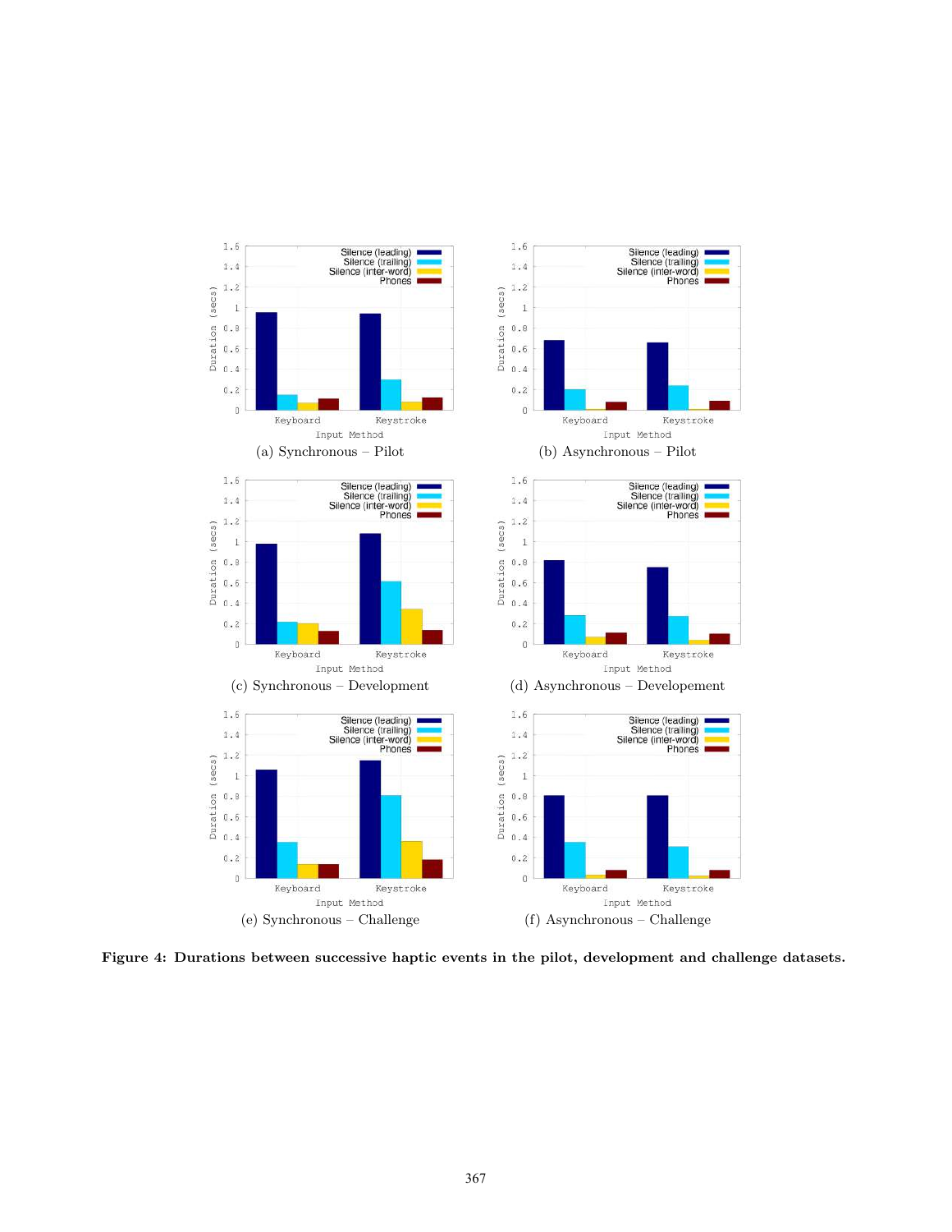(a) Synchronous – Pilot

(b) Asynchronous – Pilot

(c) Synchronous – Development

(d) Asynchronous – Developement

(e) Synchronous – Challenge

(f) Asynchronous – Challenge

**Figure 4: Durations between successive haptic events in the pilot, development and challenge datasets.**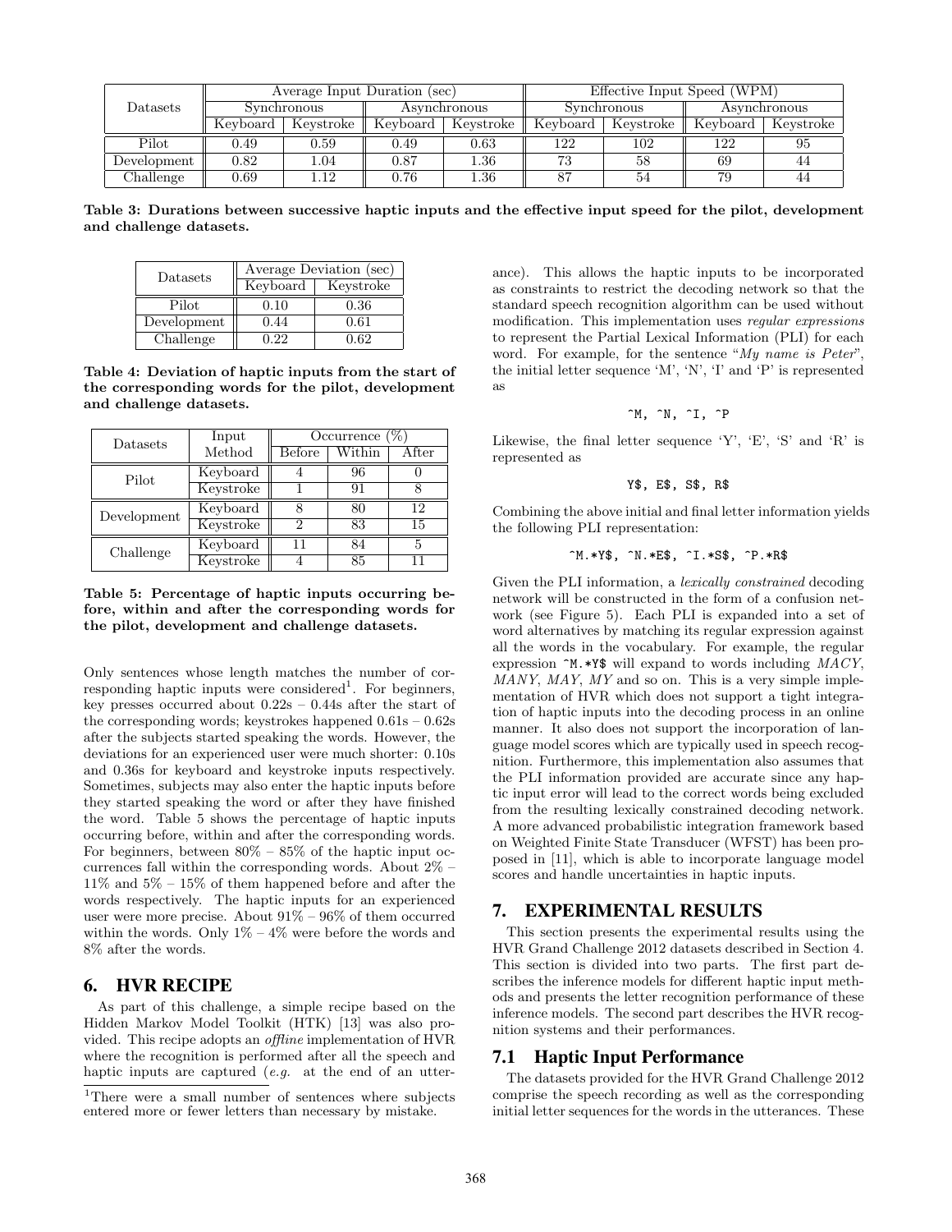| Datasets | Average Input Duration (sec) | | | | Effective Input Speed (WPM) | | | |
|---|---|---|---|---|---|---|---|---|
| | Synchronous | | Asynchronous | | Synchronous | | Asynchronous | |
| | Keyboard | Keystroke | Keyboard | Keystroke | Keyboard | Keystroke | Keyboard | Keystroke |
| Pilot | 0.49 | 0.59 | 0.49 | 0.63 | 122 | 102 | 122 | 95 |
| Development | 0.82 | 1.04 | 0.87 | 1.36 | 73 | 58 | 69 | 44 |
| Challenge | 0.69 | 1.12 | 0.76 | 1.36 | 87 | 54 | 79 | 44 |

**Table 3: Durations between successive haptic inputs and the effective input speed for the pilot, development and challenge datasets.**

| Datasets | Average Deviation (sec) | |
|---|---|---|
| | Keyboard | Keystroke |
| Pilot | 0.10 | 0.36 |
| Development | 0.44 | 0.61 |
| Challenge | 0.22 | 0.62 |

**Table 4: Deviation of haptic inputs from the start of the corresponding words for the pilot, development and challenge datasets.**

| Datasets | Input Method | Occurrence (%) | | |
|---|---|---|---|---|
| | | Before | Within | After |
| Pilot | Keyboard | 4 | 96 | 0 |
| | Keystroke | 1 | 91 | 8 |
| Development | Keyboard | 8 | 80 | 12 |
| | Keystroke | 2 | 83 | 15 |
| Challenge | Keyboard | 11 | 84 | 5 |
| | Keystroke | 4 | 85 | 11 |

**Table 5: Percentage of haptic inputs occurring before, within and after the corresponding words for the pilot, development and challenge datasets.**

Only sentences whose length matches the number of corresponding haptic inputs were considered[1]. For beginners, key presses occurred about 0.22s – 0.44s after the start of the corresponding words; keystrokes happened 0.61s – 0.62s after the subjects started speaking the words. However, the deviations for an experienced user were much shorter: 0.10s and 0.36s for keyboard and keystroke inputs respectively. Sometimes, subjects may also enter the haptic inputs before they started speaking the word or after they have finished the word. Table 5 shows the percentage of haptic inputs occurring before, within and after the corresponding words. For beginners, between 80% – 85% of the haptic input occurrences fall within the corresponding words. About 2% – 11% and 5% – 15% of them happened before and after the words respectively. The haptic inputs for an experienced user were more precise. About 91% – 96% of them occurred within the words. Only 1% – 4% were before the words and 8% after the words.

## 6. HVR RECIPE

As part of this challenge, a simple recipe based on the Hidden Markov Model Toolkit (HTK) [13] was also provided. This recipe adopts an *offline* implementation of HVR where the recognition is performed after all the speech and haptic inputs are captured (*e.g.* at the end of an utterance). This allows the haptic inputs to be incorporated as constraints to restrict the decoding network so that the standard speech recognition algorithm can be used without modification. This implementation uses *regular expressions* to represent the Partial Lexical Information (PLI) for each word. For example, for the sentence "*My name is Peter*", the initial letter sequence 'M', 'N', 'I' and 'P' is represented as

```
^M, ^N, ^I, ^P
```

Likewise, the final letter sequence 'Y', 'E', 'S' and 'R' is represented as

```
Y$, E$, S$, R$
```

Combining the above initial and final letter information yields the following PLI representation:

```
^M.*Y$, ^N.*E$, ^I.*S$, ^P.*R$
```

Given the PLI information, a *lexically constrained* decoding network will be constructed in the form of a confusion network (see Figure 5). Each PLI is expanded into a set of word alternatives by matching its regular expression against all the words in the vocabulary. For example, the regular expression `^M.*Y$` will expand to words including *MACY*, *MANY*, *MAY*, *MY* and so on. This is a very simple implementation of HVR which does not support a tight integration of haptic inputs into the decoding process in an online manner. It also does not support the incorporation of language model scores which are typically used in speech recognition. Furthermore, this implementation also assumes that the PLI information provided are accurate since any haptic input error will lead to the correct words being excluded from the resulting lexically constrained decoding network. A more advanced probabilistic integration framework based on Weighted Finite State Transducer (WFST) has been proposed in [11], which is able to incorporate language model scores and handle uncertainties in haptic inputs.

## 7. EXPERIMENTAL RESULTS

This section presents the experimental results using the HVR Grand Challenge 2012 datasets described in Section 4. This section is divided into two parts. The first part describes the inference models for different haptic input methods and presents the letter recognition performance of these inference models. The second part describes the HVR recognition systems and their performances.

### 7.1 Haptic Input Performance

The datasets provided for the HVR Grand Challenge 2012 comprise the speech recording as well as the corresponding initial letter sequences for the words in the utterances. These

[1]There were a small number of sentences where subjects entered more or fewer letters than necessary by mistake.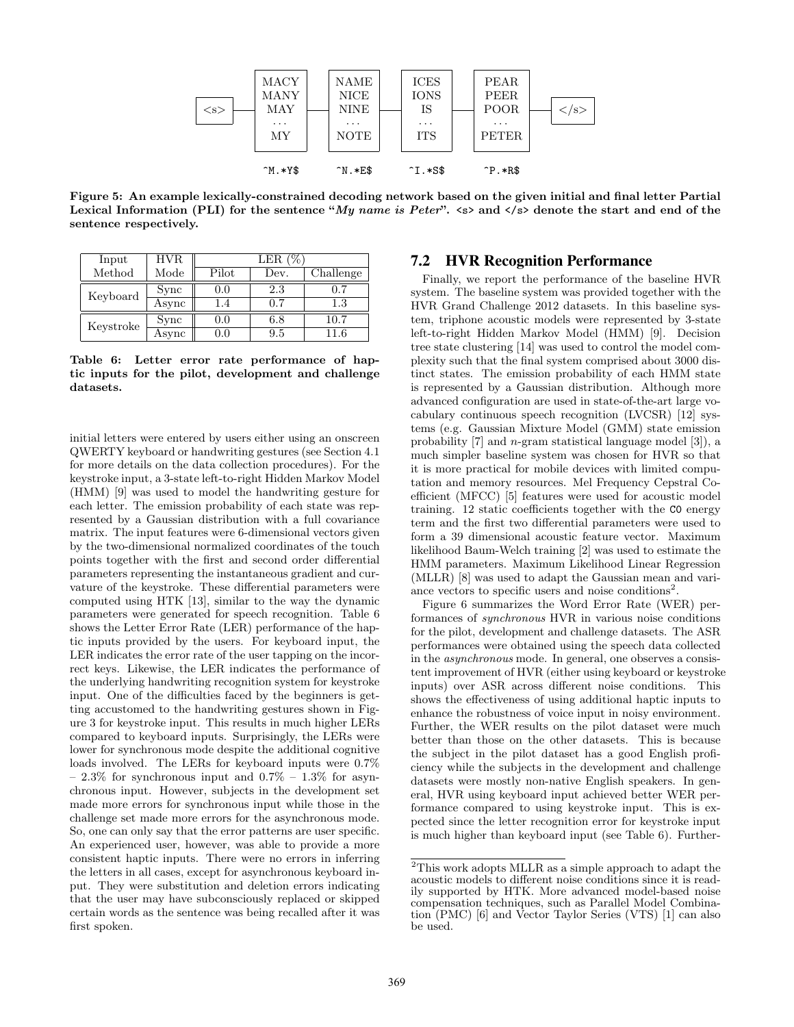| <s> | MACY<br>MANY<br>MAY<br>...<br>MY | NAME<br>NICE<br>NINE<br>...<br>NOTE | ICES<br>IONS<br>IS<br>...<br>ITS | PEAR<br>PEER<br>POOR<br>...<br>PETER | </s> |
| --- | --- | --- | --- | --- | --- |
| | ^M.*Y$ | ^N.*E$ | ^I.*S$ | ^P.*R$ | |

**Figure 5: An example lexically-constrained decoding network based on the given initial and final letter Partial Lexical Information (PLI) for the sentence "*My name is Peter*". <s> and </s> denote the start and end of the sentence respectively.**

| Input Method | HVR Mode | LER (%) | | |
| --- | --- | --- | --- | --- |
| | | Pilot | Dev. | Challenge |
| Keyboard | Sync | 0.0 | 2.3 | 0.7 |
| | Async | 1.4 | 0.7 | 1.3 |
| Keystroke | Sync | 0.0 | 6.8 | 10.7 |
| | Async | 0.0 | 9.5 | 11.6 |

**Table 6: Letter error rate performance of haptic inputs for the pilot, development and challenge datasets.**

initial letters were entered by users either using an onscreen QWERTY keyboard or handwriting gestures (see Section 4.1 for more details on the data collection procedures). For the keystroke input, a 3-state left-to-right Hidden Markov Model (HMM) [9] was used to model the handwriting gesture for each letter. The emission probability of each state was represented by a Gaussian distribution with a full covariance matrix. The input features were 6-dimensional vectors given by the two-dimensional normalized coordinates of the touch points together with the first and second order differential parameters representing the instantaneous gradient and curvature of the keystroke. These differential parameters were computed using HTK [13], similar to the way the dynamic parameters were generated for speech recognition. Table 6 shows the Letter Error Rate (LER) performance of the haptic inputs provided by the users. For keyboard input, the LER indicates the error rate of the user tapping on the incorrect keys. Likewise, the LER indicates the performance of the underlying handwriting recognition system for keystroke input. One of the difficulties faced by the beginners is getting accustomed to the handwriting gestures shown in Figure 3 for keystroke input. This results in much higher LERs compared to keyboard inputs. Surprisingly, the LERs were lower for synchronous mode despite the additional cognitive loads involved. The LERs for keyboard inputs were 0.7% – 2.3% for synchronous input and 0.7% – 1.3% for asynchronous input. However, subjects in the development set made more errors for synchronous input while those in the challenge set made more errors for the asynchronous mode. So, one can only say that the error patterns are user specific. An experienced user, however, was able to provide a more consistent haptic inputs. There were no errors in inferring the letters in all cases, except for asynchronous keyboard input. They were substitution and deletion errors indicating that the user may have subconsciously replaced or skipped certain words as the sentence was being recalled after it was first spoken.

## 7.2 HVR Recognition Performance

Finally, we report the performance of the baseline HVR system. The baseline system was provided together with the HVR Grand Challenge 2012 datasets. In this baseline system, triphone acoustic models were represented by 3-state left-to-right Hidden Markov Model (HMM) [9]. Decision tree state clustering [14] was used to control the model complexity such that the final system comprised about 3000 distinct states. The emission probability of each HMM state is represented by a Gaussian distribution. Although more advanced configuration are used in state-of-the-art large vocabulary continuous speech recognition (LVCSR) [12] systems (e.g. Gaussian Mixture Model (GMM) state emission probability [7] and $n$-gram statistical language model [3]), a much simpler baseline system was chosen for HVR so that it is more practical for mobile devices with limited computation and memory resources. Mel Frequency Cepstral Coefficient (MFCC) [5] features were used for acoustic model training. 12 static coefficients together with the C0 energy term and the first two differential parameters were used to form a 39 dimensional acoustic feature vector. Maximum likelihood Baum-Welch training [2] was used to estimate the HMM parameters. Maximum Likelihood Linear Regression (MLLR) [8] was used to adapt the Gaussian mean and variance vectors to specific users and noise conditions[2].

Figure 6 summarizes the Word Error Rate (WER) performances of *synchronous* HVR in various noise conditions for the pilot, development and challenge datasets. The ASR performances were obtained using the speech data collected in the *asynchronous* mode. In general, one observes a consistent improvement of HVR (either using keyboard or keystroke inputs) over ASR across different noise conditions. This shows the effectiveness of using additional haptic inputs to enhance the robustness of voice input in noisy environment. Further, the WER results on the pilot dataset were much better than those on the other datasets. This is because the subject in the pilot dataset has a good English proficiency while the subjects in the development and challenge datasets were mostly non-native English speakers. In general, HVR using keyboard input achieved better WER performance compared to using keystroke input. This is expected since the letter recognition error for keystroke input is much higher than keyboard input (see Table 6). Further-

[2]This work adopts MLLR as a simple approach to adapt the acoustic models to different noise conditions since it is readily supported by HTK. More advanced model-based noise compensation techniques, such as Parallel Model Combination (PMC) [6] and Vector Taylor Series (VTS) [1] can also be used.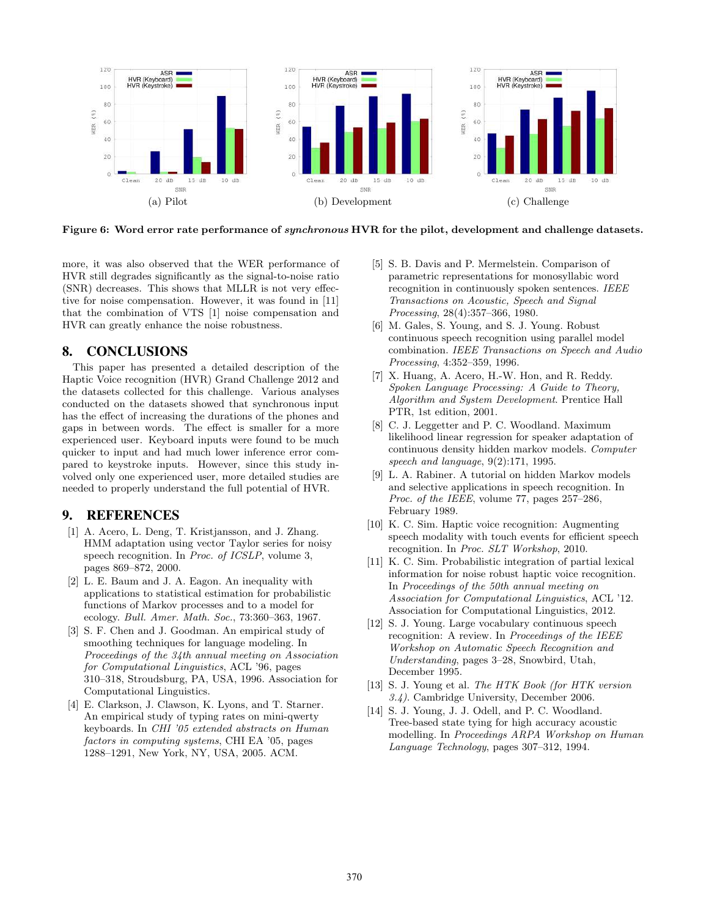120
100
80
60
40
20
0
WER (%)
ASR
HVR (Keyboard)
HVR (Keystroke)
Clean 20 dB 15 dB 10 dB
SNR

(a) Pilot

120
100
80
60
40
20
0
WER (%)
ASR
HVR (Keyboard)
HVR (Keystroke)
Clean 20 dB 15 dB 10 dB
SNR

(b) Development

120
100
80
60
40
20
0
WER (%)
ASR
HVR (Keyboard)
HVR (Keystroke)
Clean 20 dB 15 dB 10 dB
SNR

(c) Challenge

**Figure 6: Word error rate performance of *synchronous* HVR for the pilot, development and challenge datasets.**

more, it was also observed that the WER performance of HVR still degrades significantly as the signal-to-noise ratio (SNR) decreases. This shows that MLLR is not very effective for noise compensation. However, it was found in [11] that the combination of VTS [1] noise compensation and HVR can greatly enhance the noise robustness.

## 8. CONCLUSIONS

This paper has presented a detailed description of the Haptic Voice recognition (HVR) Grand Challenge 2012 and the datasets collected for this challenge. Various analyses conducted on the datasets showed that synchronous input has the effect of increasing the durations of the phones and gaps in between words. The effect is smaller for a more experienced user. Keyboard inputs were found to be much quicker to input and had much lower inference error compared to keystroke inputs. However, since this study involved only one experienced user, more detailed studies are needed to properly understand the full potential of HVR.

## 9. REFERENCES

[1] A. Acero, L. Deng, T. Kristjansson, and J. Zhang. HMM adaptation using vector Taylor series for noisy speech recognition. In *Proc. of ICSLP*, volume 3, pages 869–872, 2000.

[2] L. E. Baum and J. A. Eagon. An inequality with applications to statistical estimation for probabilistic functions of Markov processes and to a model for ecology. *Bull. Amer. Math. Soc.*, 73:360–363, 1967.

[3] S. F. Chen and J. Goodman. An empirical study of smoothing techniques for language modeling. In *Proceedings of the 34th annual meeting on Association for Computational Linguistics*, ACL '96, pages 310–318, Stroudsburg, PA, USA, 1996. Association for Computational Linguistics.

[4] E. Clarkson, J. Clawson, K. Lyons, and T. Starner. An empirical study of typing rates on mini-qwerty keyboards. In *CHI '05 extended abstracts on Human factors in computing systems*, CHI EA '05, pages 1288–1291, New York, NY, USA, 2005. ACM.

[5] S. B. Davis and P. Mermelstein. Comparison of parametric representations for monosyllabic word recognition in continuously spoken sentences. *IEEE Transactions on Acoustic, Speech and Signal Processing*, 28(4):357–366, 1980.

[6] M. Gales, S. Young, and S. J. Young. Robust continuous speech recognition using parallel model combination. *IEEE Transactions on Speech and Audio Processing*, 4:352–359, 1996.

[7] X. Huang, A. Acero, H.-W. Hon, and R. Reddy. *Spoken Language Processing: A Guide to Theory, Algorithm and System Development*. Prentice Hall PTR, 1st edition, 2001.

[8] C. J. Leggetter and P. C. Woodland. Maximum likelihood linear regression for speaker adaptation of continuous density hidden markov models. *Computer speech and language*, 9(2):171, 1995.

[9] L. A. Rabiner. A tutorial on hidden Markov models and selective applications in speech recognition. In *Proc. of the IEEE*, volume 77, pages 257–286, February 1989.

[10] K. C. Sim. Haptic voice recognition: Augmenting speech modality with touch events for efficient speech recognition. In *Proc. SLT Workshop*, 2010.

[11] K. C. Sim. Probabilistic integration of partial lexical information for noise robust haptic voice recognition. In *Proceedings of the 50th annual meeting on Association for Computational Linguistics*, ACL '12. Association for Computational Linguistics, 2012.

[12] S. J. Young. Large vocabulary continuous speech recognition: A review. In *Proceedings of the IEEE Workshop on Automatic Speech Recognition and Understanding*, pages 3–28, Snowbird, Utah, December 1995.

[13] S. J. Young et al. *The HTK Book (for HTK version 3.4)*. Cambridge University, December 2006.

[14] S. J. Young, J. J. Odell, and P. C. Woodland. Tree-based state tying for high accuracy acoustic modelling. In *Proceedings ARPA Workshop on Human Language Technology*, pages 307–312, 1994.